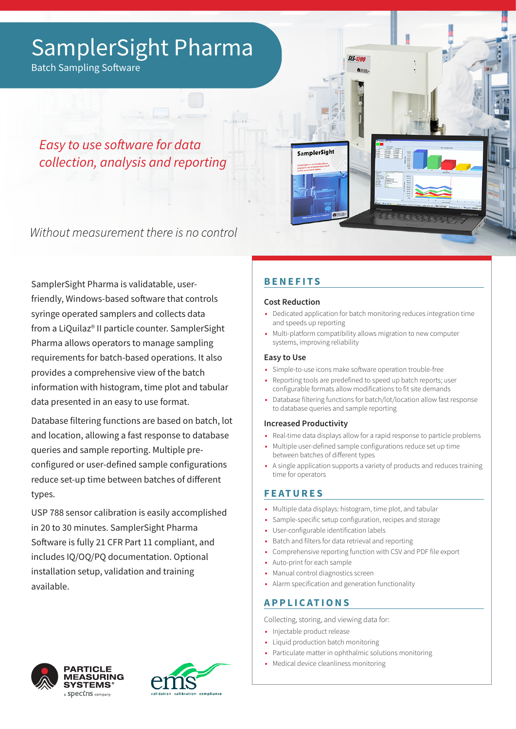# SamplerSight Pharma

Batch Sampling Software

*Easy to use software for data collection, analysis and reporting*

*Without measurement there is no control*

SamplerSight Pharma is validatable, user-friendly, Windows-based software that controls syringe operated samplers and collects data from a LiQuilaz® II particle counter. SamplerSight Pharma allows operators to manage sampling requirements for batch-based operations. It also provides a comprehensive view of the batch information with histogram, time plot and tabular data presented in an easy to use format.

Database filtering functions are based on batch, lot and location, allowing a fast response to database queries and sample reporting. Multiple pre-configured or user-defined sample configurations reduce set-up time between batches of different types.

USP 788 sensor calibration is easily accomplished in 20 to 30 minutes. SamplerSight Pharma Software is fully 21 CFR Part 11 compliant, and includes IQ/OQ/PQ documentation. Optional installation setup, validation and training available.

## BENEFITS

### Cost Reduction

- Dedicated application for batch monitoring reduces integration time and speeds up reporting
- Multi-platform compatibility allows migration to new computer systems, improving reliability

### Easy to Use

- Simple-to-use icons make software operation trouble-free
- Reporting tools are predefined to speed up batch reports; user configurable formats allow modifications to fit site demands
- Database filtering functions for batch/lot/location allow fast response to database queries and sample reporting

### Increased Productivity

- Real-time data displays allow for a rapid response to particle problems
- Multiple user-defined sample configurations reduce set up time between batches of different types
- A single application supports a variety of products and reduces training time for operators

## FEATURES

- Multiple data displays: histogram, time plot, and tabular
- Sample-specific setup configuration, recipes and storage
- User-configurable identification labels
- Batch and filters for data retrieval and reporting
- Comprehensive reporting function with CSV and PDF file export
- Auto-print for each sample
- Manual control diagnostics screen
- Alarm specification and generation functionality

## APPLICATIONS

Collecting, storing, and viewing data for:

- Injectable product release
- Liquid production batch monitoring
- Particulate matter in ophthalmic solutions monitoring
- Medical device cleanliness monitoring

PARTICLE MEASURING SYSTEMS® a spectris company

ems validation calibration compliance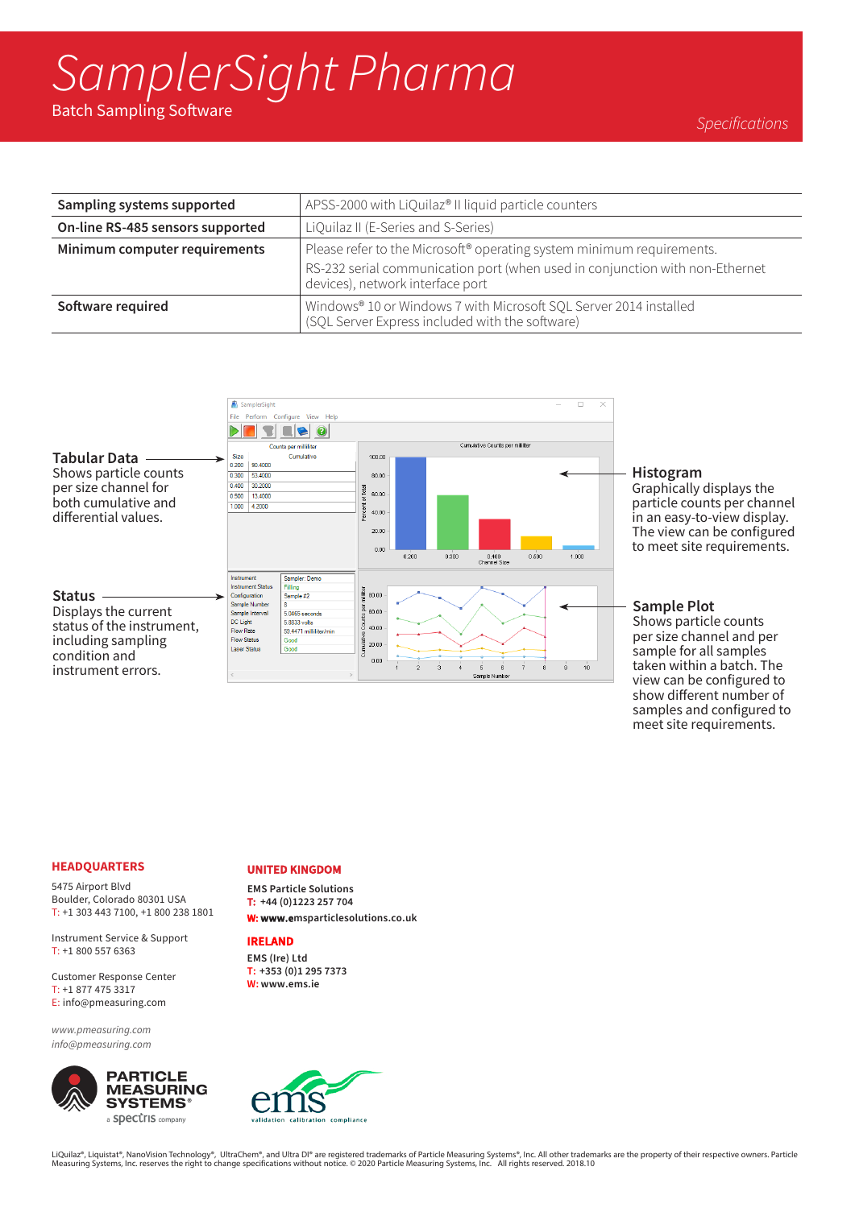# SamplerSight Pharma

Batch Sampling Software

*Specifications*

| | |
|---|---|
| **Sampling systems supported** | APSS-2000 with LiQuilaz® II liquid particle counters |
| **On-line RS-485 sensors supported** | LiQuilaz II (E-Series and S-Series) |
| **Minimum computer requirements** | Please refer to the Microsoft® operating system minimum requirements. RS-232 serial communication port (when used in conjunction with non-Ethernet devices), network interface port |
| **Software required** | Windows® 10 or Windows 7 with Microsoft SQL Server 2014 installed (SQL Server Express included with the software) |

**Tabular Data**
Shows particle counts per size channel for both cumulative and differential values.

**Status**
Displays the current status of the instrument, including sampling condition and instrument errors.

**Histogram**
Graphically displays the particle counts per channel in an easy-to-view display. The view can be configured to meet site requirements.

**Sample Plot**
Shows particle counts per size channel and per sample for all samples taken within a batch. The view can be configured to show different number of samples and configured to meet site requirements.

**HEADQUARTERS**

5475 Airport Blvd
Boulder, Colorado 80301 USA
T: +1 303 443 7100, +1 800 238 1801

Instrument Service & Support
T: +1 800 557 6363

Customer Response Center
T: +1 877 475 3317
E: info@pmeasuring.com

*www.pmeasuring.com*
*info@pmeasuring.com*

**UNITED KINGDOM**

**EMS Particle Solutions**
**T: +44 (0)1223 257 704**
**W: www.emsparticlesolutions.co.uk**

**IRELAND**

**EMS (Ire) Ltd**
**T: +353 (0)1 295 7373**
**W: www.ems.ie**

PARTICLE MEASURING SYSTEMS® a spectris company

ems validation calibration compliance

LiQuilaz®, Liquistat®, NanoVision Technology®, UltraChem®, and Ultra DI® are registered trademarks of Particle Measuring Systems®, Inc. All other trademarks are the property of their respective owners. Particle Measuring Systems, Inc. reserves the right to change specifications without notice. © 2020 Particle Measuring Systems, Inc. All rights reserved. 2018.10